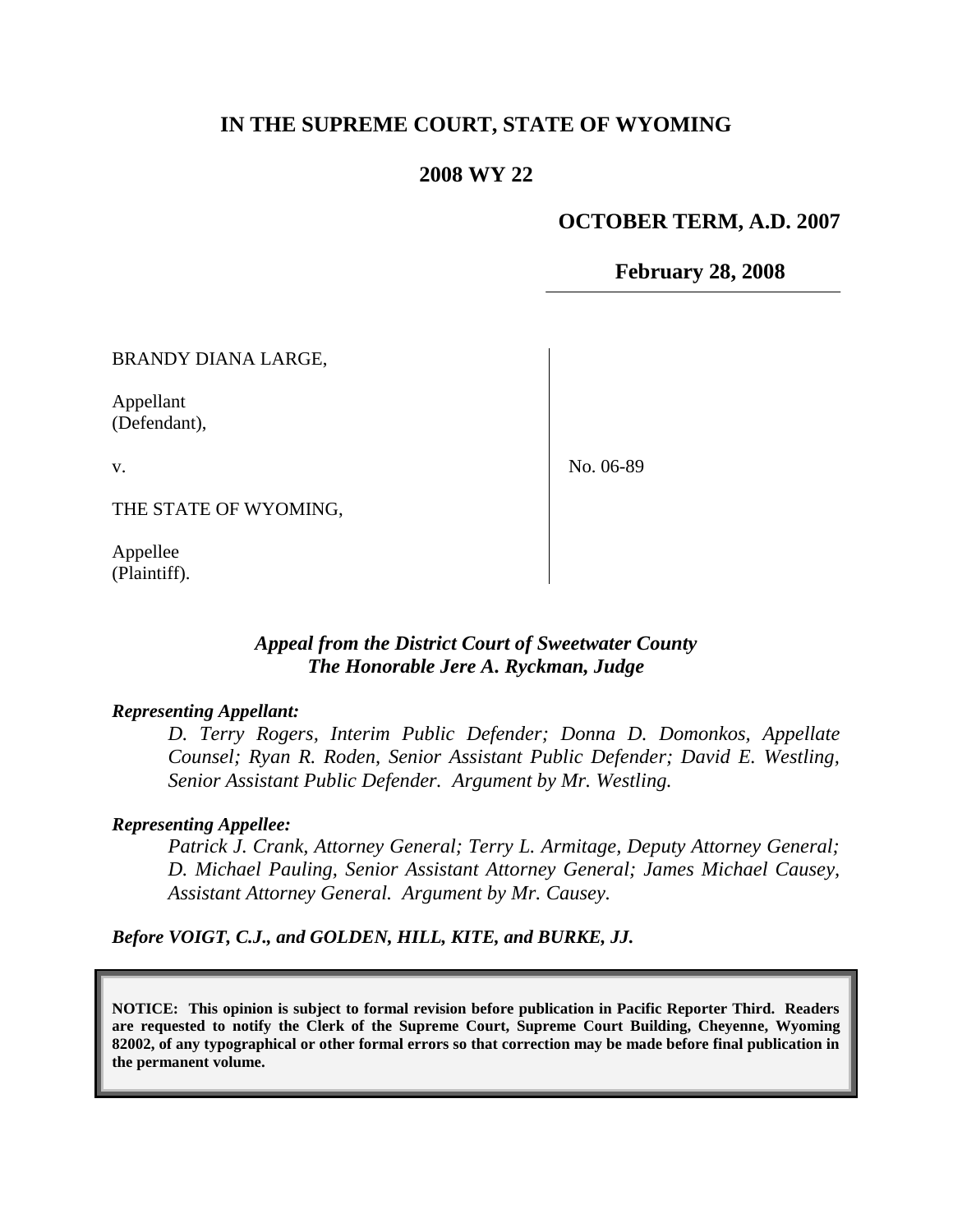# IN THE SUPREME COURT, STATE OF WYOMING

## 2008 WY 22

**OCTOBER TERM, A.D. 2007**

**February 28, 2008**

BRANDY DIANA LARGE,

Appellant
(Defendant),

v.

THE STATE OF WYOMING,

Appellee
(Plaintiff).

No. 06-89

***Appeal from the District Court of Sweetwater County***
***The Honorable Jere A. Ryckman, Judge***

***Representing Appellant:***

*D. Terry Rogers, Interim Public Defender; Donna D. Domonkos, Appellate Counsel; Ryan R. Roden, Senior Assistant Public Defender; David E. Westling, Senior Assistant Public Defender. Argument by Mr. Westling.*

***Representing Appellee:***

*Patrick J. Crank, Attorney General; Terry L. Armitage, Deputy Attorney General; D. Michael Pauling, Senior Assistant Attorney General; James Michael Causey, Assistant Attorney General. Argument by Mr. Causey.*

***Before VOIGT, C.J., and GOLDEN, HILL, KITE, and BURKE, JJ.***

**NOTICE: This opinion is subject to formal revision before publication in Pacific Reporter Third. Readers are requested to notify the Clerk of the Supreme Court, Supreme Court Building, Cheyenne, Wyoming 82002, of any typographical or other formal errors so that correction may be made before final publication in the permanent volume.**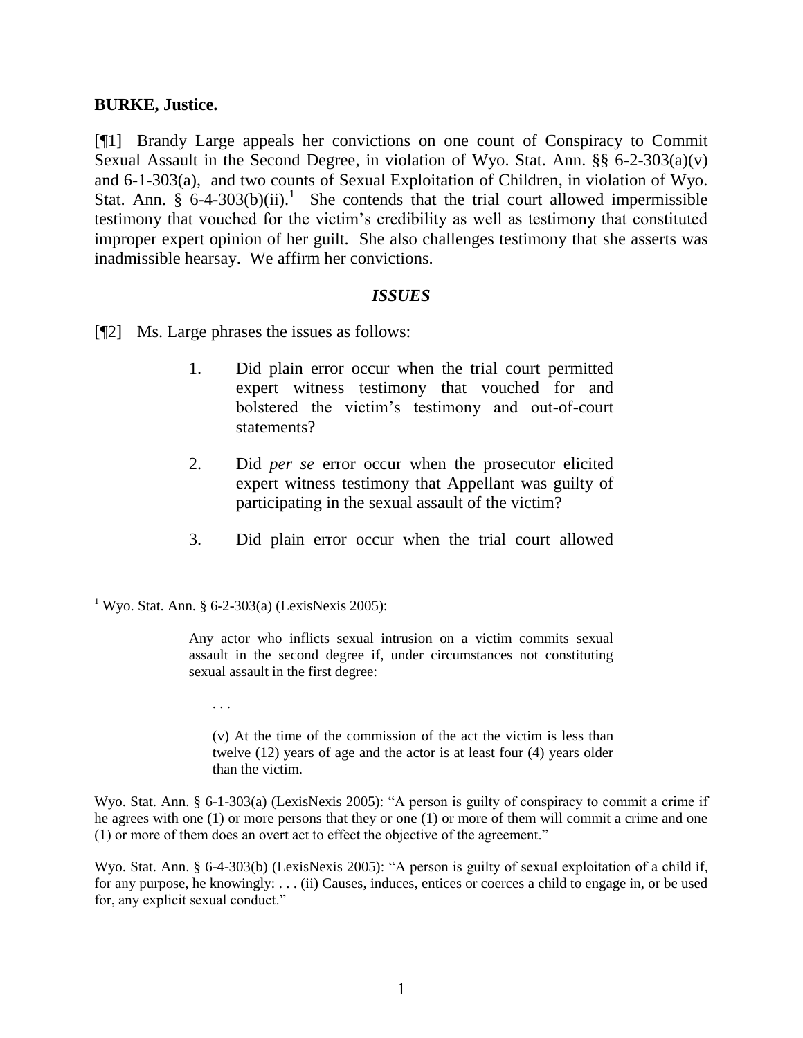**BURKE, Justice.**

[¶1] Brandy Large appeals her convictions on one count of Conspiracy to Commit Sexual Assault in the Second Degree, in violation of Wyo. Stat. Ann. §§ 6-2-303(a)(v) and 6-1-303(a), and two counts of Sexual Exploitation of Children, in violation of Wyo. Stat. Ann. § 6-4-303(b)(ii).[1] She contends that the trial court allowed impermissible testimony that vouched for the victim's credibility as well as testimony that constituted improper expert opinion of her guilt. She also challenges testimony that she asserts was inadmissible hearsay. We affirm her convictions.

### *ISSUES*

[¶2] Ms. Large phrases the issues as follows:

> 1. Did plain error occur when the trial court permitted expert witness testimony that vouched for and bolstered the victim's testimony and out-of-court statements?
>
> 2. Did *per se* error occur when the prosecutor elicited expert witness testimony that Appellant was guilty of participating in the sexual assault of the victim?
>
> 3. Did plain error occur when the trial court allowed

---

[1] Wyo. Stat. Ann. § 6-2-303(a) (LexisNexis 2005):

> Any actor who inflicts sexual intrusion on a victim commits sexual assault in the second degree if, under circumstances not constituting sexual assault in the first degree:
>
> . . .
>
> (v) At the time of the commission of the act the victim is less than twelve (12) years of age and the actor is at least four (4) years older than the victim.

Wyo. Stat. Ann. § 6-1-303(a) (LexisNexis 2005): "A person is guilty of conspiracy to commit a crime if he agrees with one (1) or more persons that they or one (1) or more of them will commit a crime and one (1) or more of them does an overt act to effect the objective of the agreement."

Wyo. Stat. Ann. § 6-4-303(b) (LexisNexis 2005): "A person is guilty of sexual exploitation of a child if, for any purpose, he knowingly: . . . (ii) Causes, induces, entices or coerces a child to engage in, or be used for, any explicit sexual conduct."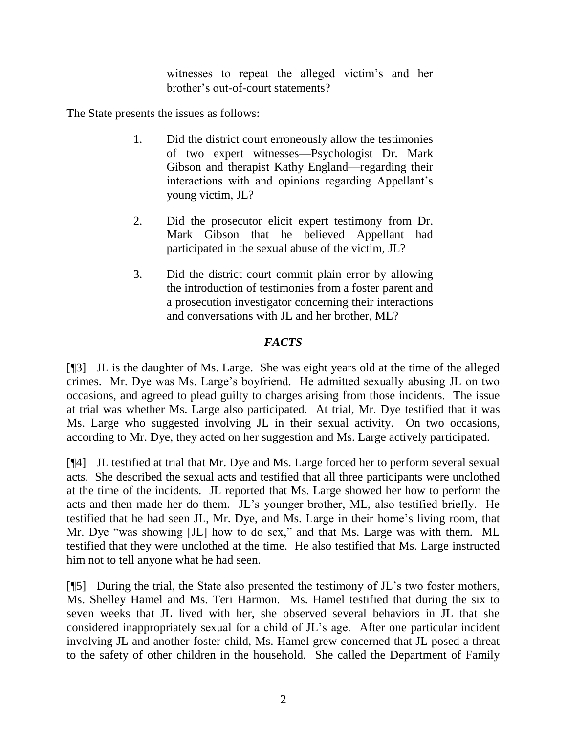> witnesses to repeat the alleged victim's and her brother's out-of-court statements?

The State presents the issues as follows:

> 1. Did the district court erroneously allow the testimonies of two expert witnesses—Psychologist Dr. Mark Gibson and therapist Kathy England—regarding their interactions with and opinions regarding Appellant's young victim, JL?
>
> 2. Did the prosecutor elicit expert testimony from Dr. Mark Gibson that he believed Appellant had participated in the sexual abuse of the victim, JL?
>
> 3. Did the district court commit plain error by allowing the introduction of testimonies from a foster parent and a prosecution investigator concerning their interactions and conversations with JL and her brother, ML?

## *FACTS*

[¶3] JL is the daughter of Ms. Large. She was eight years old at the time of the alleged crimes. Mr. Dye was Ms. Large's boyfriend. He admitted sexually abusing JL on two occasions, and agreed to plead guilty to charges arising from those incidents. The issue at trial was whether Ms. Large also participated. At trial, Mr. Dye testified that it was Ms. Large who suggested involving JL in their sexual activity. On two occasions, according to Mr. Dye, they acted on her suggestion and Ms. Large actively participated.

[¶4] JL testified at trial that Mr. Dye and Ms. Large forced her to perform several sexual acts. She described the sexual acts and testified that all three participants were unclothed at the time of the incidents. JL reported that Ms. Large showed her how to perform the acts and then made her do them. JL's younger brother, ML, also testified briefly. He testified that he had seen JL, Mr. Dye, and Ms. Large in their home's living room, that Mr. Dye "was showing [JL] how to do sex," and that Ms. Large was with them. ML testified that they were unclothed at the time. He also testified that Ms. Large instructed him not to tell anyone what he had seen.

[¶5] During the trial, the State also presented the testimony of JL's two foster mothers, Ms. Shelley Hamel and Ms. Teri Harmon. Ms. Hamel testified that during the six to seven weeks that JL lived with her, she observed several behaviors in JL that she considered inappropriately sexual for a child of JL's age. After one particular incident involving JL and another foster child, Ms. Hamel grew concerned that JL posed a threat to the safety of other children in the household. She called the Department of Family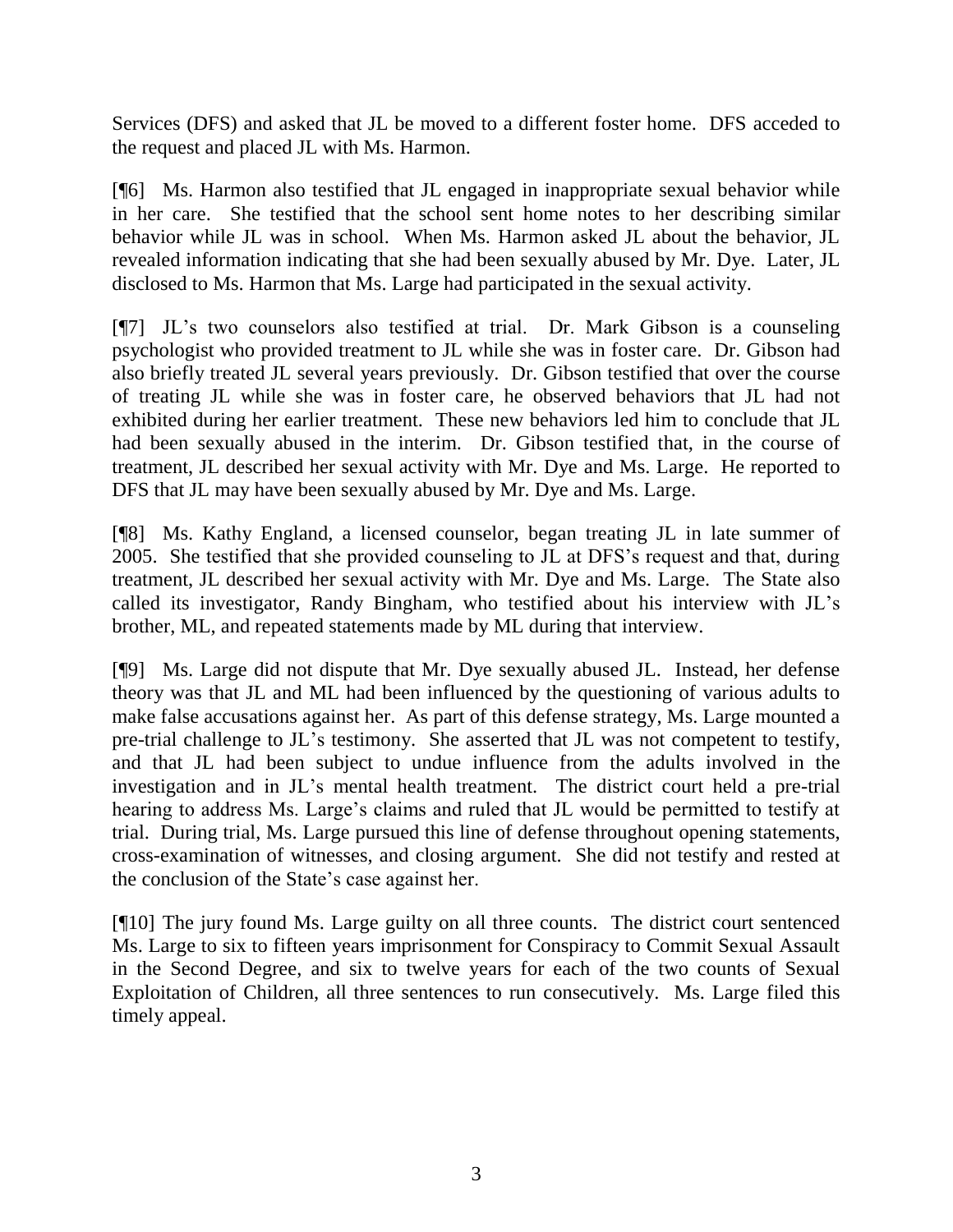Services (DFS) and asked that JL be moved to a different foster home. DFS acceded to the request and placed JL with Ms. Harmon.

[¶6] Ms. Harmon also testified that JL engaged in inappropriate sexual behavior while in her care. She testified that the school sent home notes to her describing similar behavior while JL was in school. When Ms. Harmon asked JL about the behavior, JL revealed information indicating that she had been sexually abused by Mr. Dye. Later, JL disclosed to Ms. Harmon that Ms. Large had participated in the sexual activity.

[¶7] JL's two counselors also testified at trial. Dr. Mark Gibson is a counseling psychologist who provided treatment to JL while she was in foster care. Dr. Gibson had also briefly treated JL several years previously. Dr. Gibson testified that over the course of treating JL while she was in foster care, he observed behaviors that JL had not exhibited during her earlier treatment. These new behaviors led him to conclude that JL had been sexually abused in the interim. Dr. Gibson testified that, in the course of treatment, JL described her sexual activity with Mr. Dye and Ms. Large. He reported to DFS that JL may have been sexually abused by Mr. Dye and Ms. Large.

[¶8] Ms. Kathy England, a licensed counselor, began treating JL in late summer of 2005. She testified that she provided counseling to JL at DFS's request and that, during treatment, JL described her sexual activity with Mr. Dye and Ms. Large. The State also called its investigator, Randy Bingham, who testified about his interview with JL's brother, ML, and repeated statements made by ML during that interview.

[¶9] Ms. Large did not dispute that Mr. Dye sexually abused JL. Instead, her defense theory was that JL and ML had been influenced by the questioning of various adults to make false accusations against her. As part of this defense strategy, Ms. Large mounted a pre-trial challenge to JL's testimony. She asserted that JL was not competent to testify, and that JL had been subject to undue influence from the adults involved in the investigation and in JL's mental health treatment. The district court held a pre-trial hearing to address Ms. Large's claims and ruled that JL would be permitted to testify at trial. During trial, Ms. Large pursued this line of defense throughout opening statements, cross-examination of witnesses, and closing argument. She did not testify and rested at the conclusion of the State's case against her.

[¶10] The jury found Ms. Large guilty on all three counts. The district court sentenced Ms. Large to six to fifteen years imprisonment for Conspiracy to Commit Sexual Assault in the Second Degree, and six to twelve years for each of the two counts of Sexual Exploitation of Children, all three sentences to run consecutively. Ms. Large filed this timely appeal.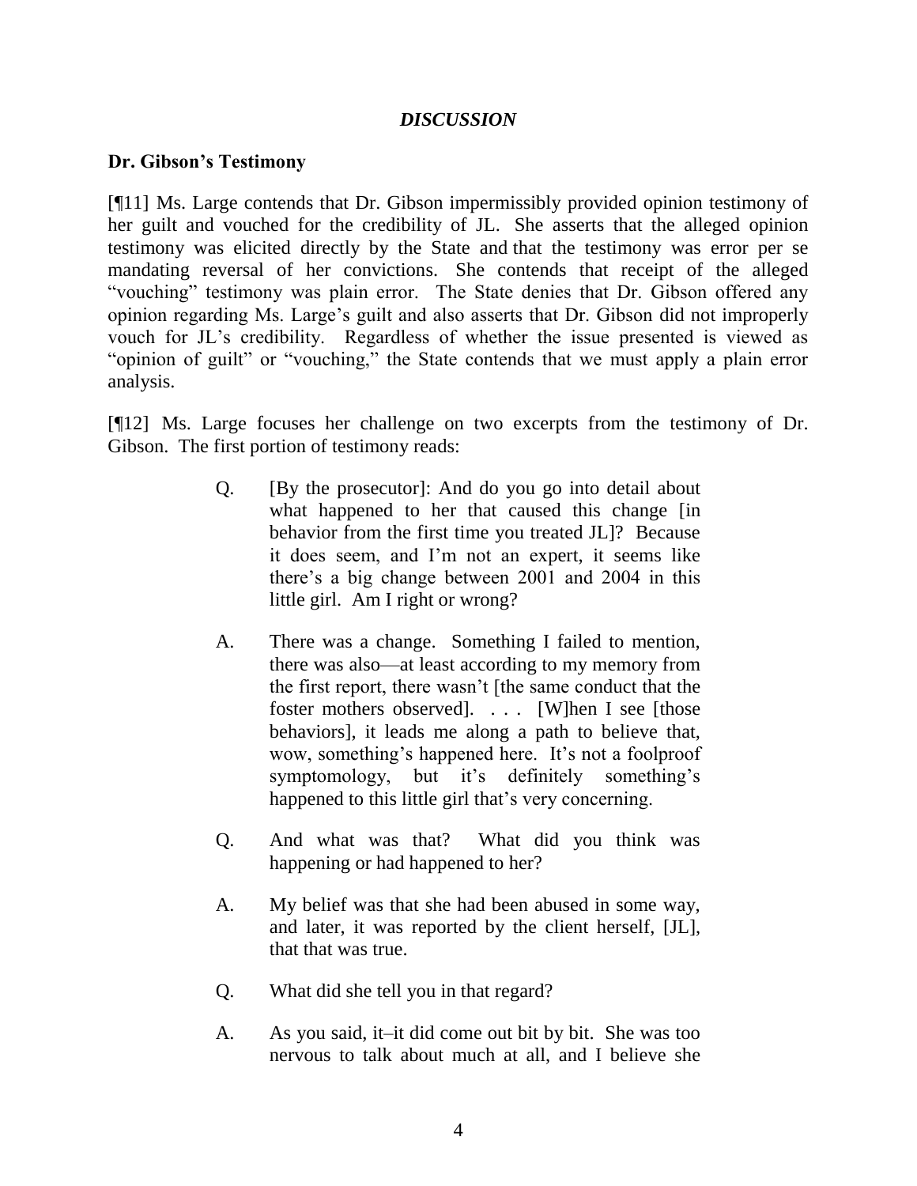## *DISCUSSION*

**Dr. Gibson's Testimony**

[¶11] Ms. Large contends that Dr. Gibson impermissibly provided opinion testimony of her guilt and vouched for the credibility of JL. She asserts that the alleged opinion testimony was elicited directly by the State and that the testimony was error per se mandating reversal of her convictions. She contends that receipt of the alleged "vouching" testimony was plain error. The State denies that Dr. Gibson offered any opinion regarding Ms. Large's guilt and also asserts that Dr. Gibson did not improperly vouch for JL's credibility. Regardless of whether the issue presented is viewed as "opinion of guilt" or "vouching," the State contends that we must apply a plain error analysis.

[¶12] Ms. Large focuses her challenge on two excerpts from the testimony of Dr. Gibson. The first portion of testimony reads:

> Q. [By the prosecutor]: And do you go into detail about what happened to her that caused this change [in behavior from the first time you treated JL]? Because it does seem, and I'm not an expert, it seems like there's a big change between 2001 and 2004 in this little girl. Am I right or wrong?
>
> A. There was a change. Something I failed to mention, there was also—at least according to my memory from the first report, there wasn't [the same conduct that the foster mothers observed]. . . . [W]hen I see [those behaviors], it leads me along a path to believe that, wow, something's happened here. It's not a foolproof symptomology, but it's definitely something's happened to this little girl that's very concerning.
>
> Q. And what was that? What did you think was happening or had happened to her?
>
> A. My belief was that she had been abused in some way, and later, it was reported by the client herself, [JL], that that was true.
>
> Q. What did she tell you in that regard?
>
> A. As you said, it–it did come out bit by bit. She was too nervous to talk about much at all, and I believe she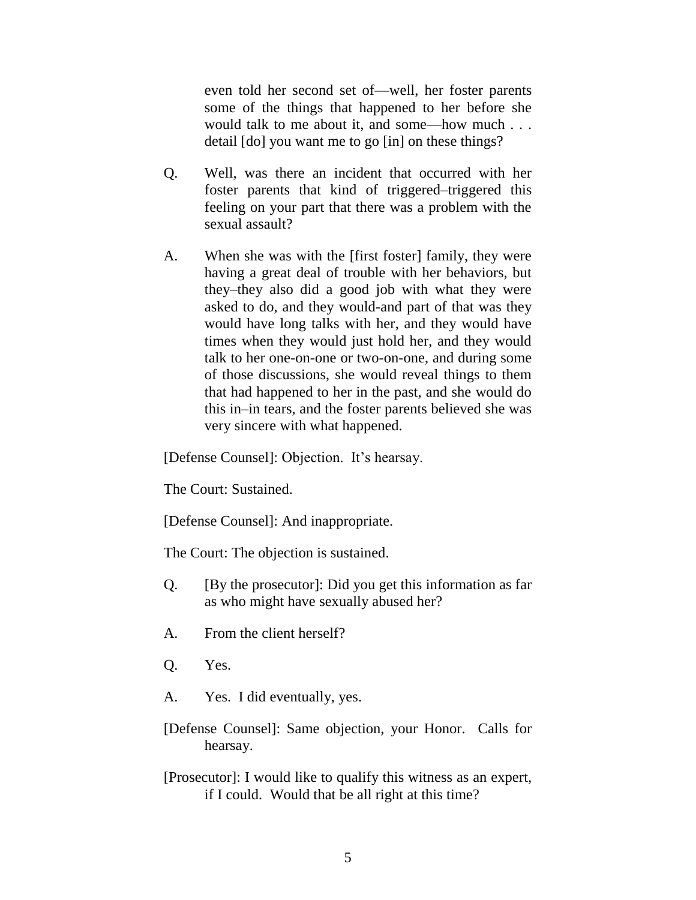even told her second set of—well, her foster parents some of the things that happened to her before she would talk to me about it, and some—how much . . . detail [do] you want me to go [in] on these things?

Q. Well, was there an incident that occurred with her foster parents that kind of triggered–triggered this feeling on your part that there was a problem with the sexual assault?

A. When she was with the [first foster] family, they were having a great deal of trouble with her behaviors, but they–they also did a good job with what they were asked to do, and they would-and part of that was they would have long talks with her, and they would have times when they would just hold her, and they would talk to her one-on-one or two-on-one, and during some of those discussions, she would reveal things to them that had happened to her in the past, and she would do this in–in tears, and the foster parents believed she was very sincere with what happened.

[Defense Counsel]: Objection. It's hearsay.

The Court: Sustained.

[Defense Counsel]: And inappropriate.

The Court: The objection is sustained.

Q. [By the prosecutor]: Did you get this information as far as who might have sexually abused her?

A. From the client herself?

Q. Yes.

A. Yes. I did eventually, yes.

[Defense Counsel]: Same objection, your Honor. Calls for hearsay.

[Prosecutor]: I would like to qualify this witness as an expert, if I could. Would that be all right at this time?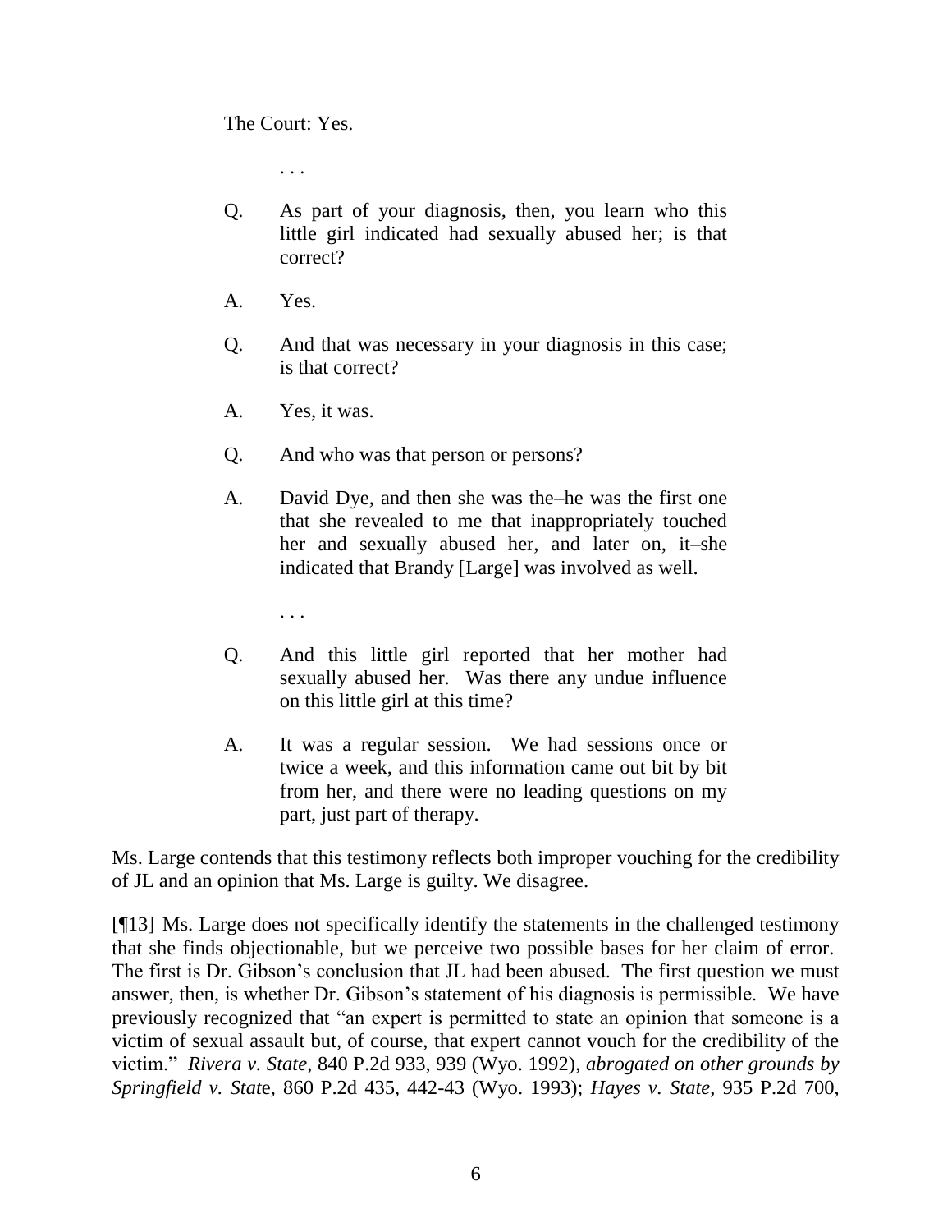The Court: Yes.

. . .

Q. As part of your diagnosis, then, you learn who this little girl indicated had sexually abused her; is that correct?

A. Yes.

Q. And that was necessary in your diagnosis in this case; is that correct?

A. Yes, it was.

Q. And who was that person or persons?

A. David Dye, and then she was the–he was the first one that she revealed to me that inappropriately touched her and sexually abused her, and later on, it–she indicated that Brandy [Large] was involved as well.

. . .

Q. And this little girl reported that her mother had sexually abused her. Was there any undue influence on this little girl at this time?

A. It was a regular session. We had sessions once or twice a week, and this information came out bit by bit from her, and there were no leading questions on my part, just part of therapy.

Ms. Large contends that this testimony reflects both improper vouching for the credibility of JL and an opinion that Ms. Large is guilty. We disagree.

[¶13] Ms. Large does not specifically identify the statements in the challenged testimony that she finds objectionable, but we perceive two possible bases for her claim of error. The first is Dr. Gibson's conclusion that JL had been abused. The first question we must answer, then, is whether Dr. Gibson's statement of his diagnosis is permissible. We have previously recognized that "an expert is permitted to state an opinion that someone is a victim of sexual assault but, of course, that expert cannot vouch for the credibility of the victim." *Rivera v. State*, 840 P.2d 933, 939 (Wyo. 1992), *abrogated on other grounds by Springfield v. State*, 860 P.2d 435, 442-43 (Wyo. 1993); *Hayes v. State*, 935 P.2d 700,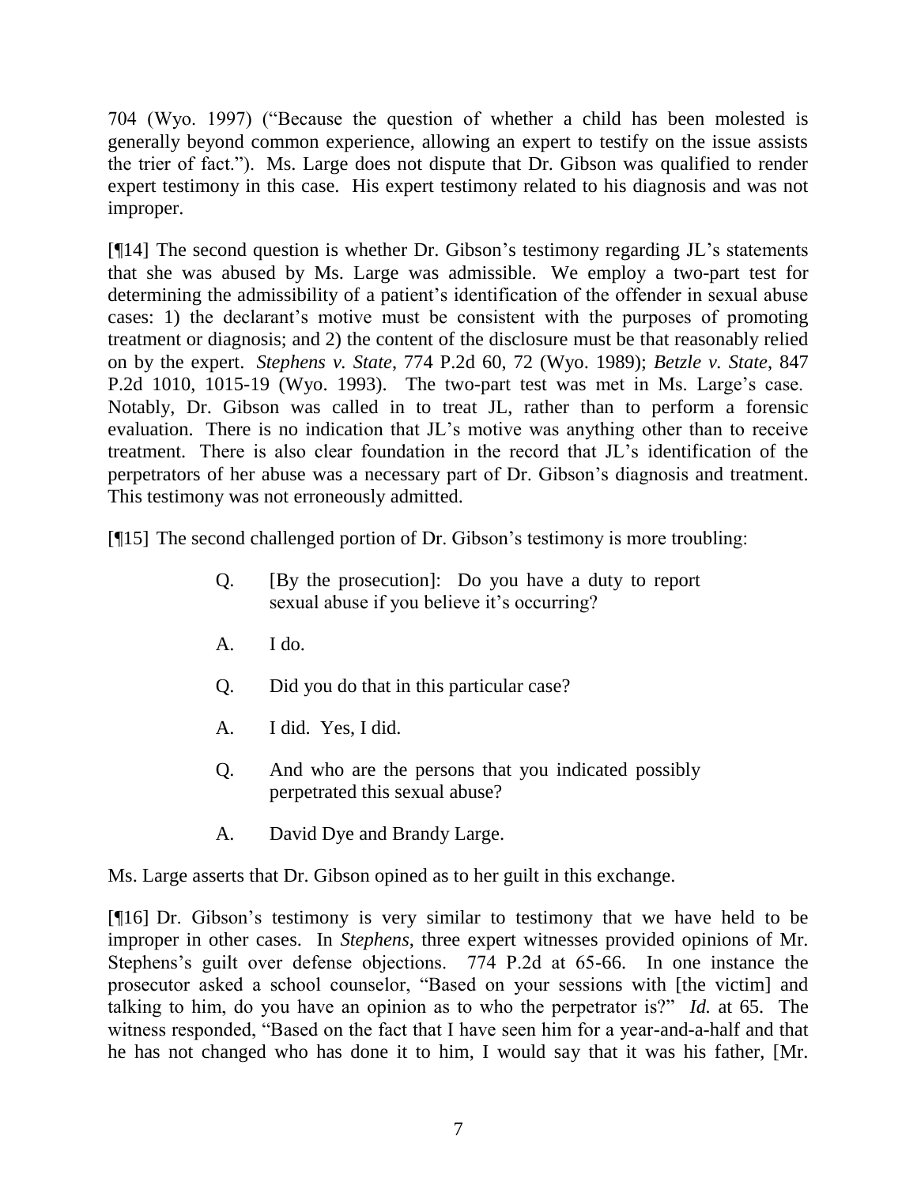704 (Wyo. 1997) ("Because the question of whether a child has been molested is generally beyond common experience, allowing an expert to testify on the issue assists the trier of fact."). Ms. Large does not dispute that Dr. Gibson was qualified to render expert testimony in this case. His expert testimony related to his diagnosis and was not improper.

[¶14] The second question is whether Dr. Gibson's testimony regarding JL's statements that she was abused by Ms. Large was admissible. We employ a two-part test for determining the admissibility of a patient's identification of the offender in sexual abuse cases: 1) the declarant's motive must be consistent with the purposes of promoting treatment or diagnosis; and 2) the content of the disclosure must be that reasonably relied on by the expert. *Stephens v. State*, 774 P.2d 60, 72 (Wyo. 1989); *Betzle v. State*, 847 P.2d 1010, 1015-19 (Wyo. 1993). The two-part test was met in Ms. Large's case. Notably, Dr. Gibson was called in to treat JL, rather than to perform a forensic evaluation. There is no indication that JL's motive was anything other than to receive treatment. There is also clear foundation in the record that JL's identification of the perpetrators of her abuse was a necessary part of Dr. Gibson's diagnosis and treatment. This testimony was not erroneously admitted.

[¶15] The second challenged portion of Dr. Gibson's testimony is more troubling:

> Q. [By the prosecution]: Do you have a duty to report sexual abuse if you believe it's occurring?
>
> A. I do.
>
> Q. Did you do that in this particular case?
>
> A. I did. Yes, I did.
>
> Q. And who are the persons that you indicated possibly perpetrated this sexual abuse?
>
> A. David Dye and Brandy Large.

Ms. Large asserts that Dr. Gibson opined as to her guilt in this exchange.

[¶16] Dr. Gibson's testimony is very similar to testimony that we have held to be improper in other cases. In *Stephens*, three expert witnesses provided opinions of Mr. Stephens's guilt over defense objections. 774 P.2d at 65-66. In one instance the prosecutor asked a school counselor, "Based on your sessions with [the victim] and talking to him, do you have an opinion as to who the perpetrator is?" *Id.* at 65. The witness responded, "Based on the fact that I have seen him for a year-and-a-half and that he has not changed who has done it to him, I would say that it was his father, [Mr.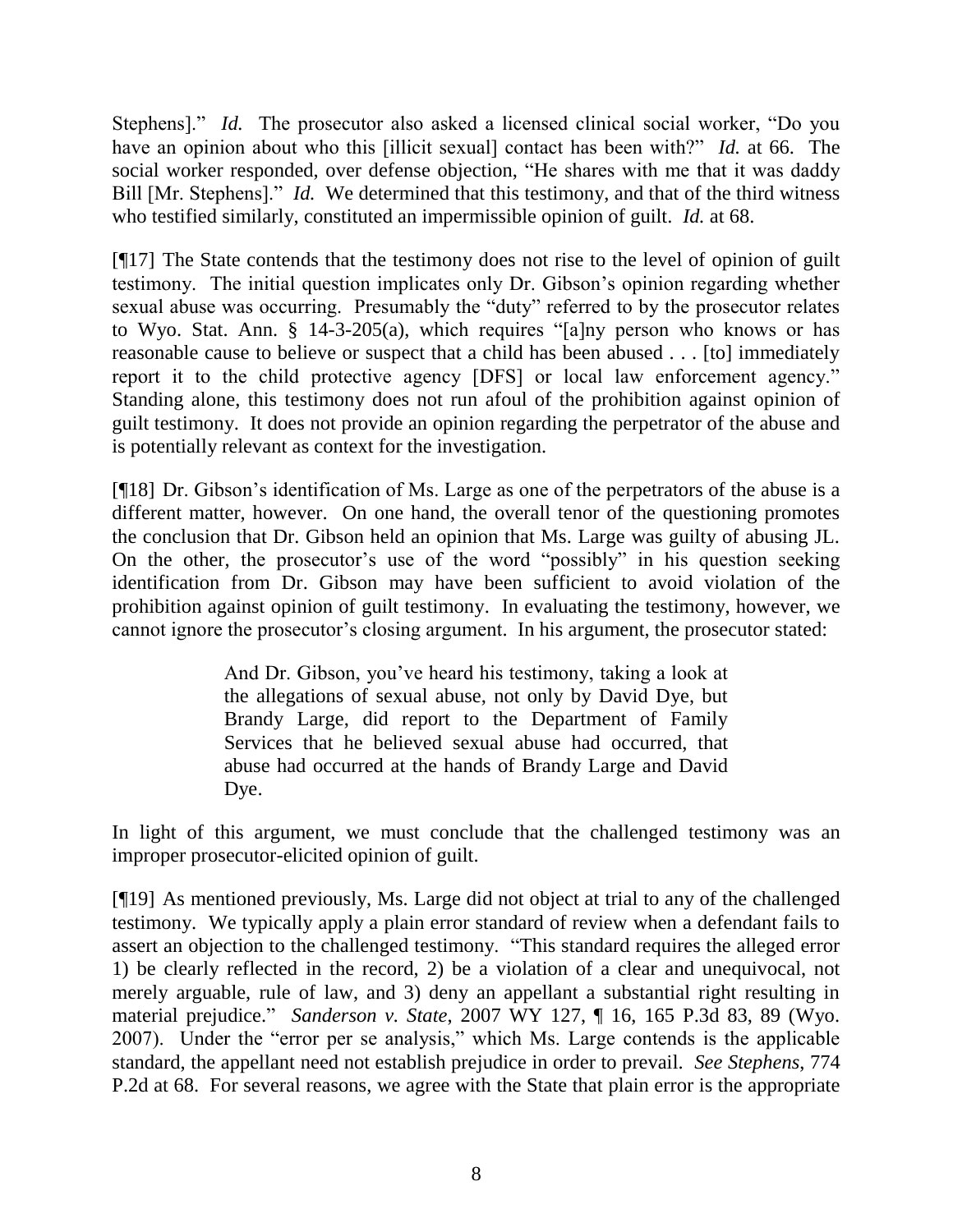Stephens].” *Id.* The prosecutor also asked a licensed clinical social worker, “Do you have an opinion about who this [illicit sexual] contact has been with?” *Id.* at 66. The social worker responded, over defense objection, “He shares with me that it was daddy Bill [Mr. Stephens].” *Id.* We determined that this testimony, and that of the third witness who testified similarly, constituted an impermissible opinion of guilt. *Id.* at 68.

[¶17] The State contends that the testimony does not rise to the level of opinion of guilt testimony. The initial question implicates only Dr. Gibson’s opinion regarding whether sexual abuse was occurring. Presumably the “duty” referred to by the prosecutor relates to Wyo. Stat. Ann. § 14-3-205(a), which requires “[a]ny person who knows or has reasonable cause to believe or suspect that a child has been abused . . . [to] immediately report it to the child protective agency [DFS] or local law enforcement agency.” Standing alone, this testimony does not run afoul of the prohibition against opinion of guilt testimony. It does not provide an opinion regarding the perpetrator of the abuse and is potentially relevant as context for the investigation.

[¶18] Dr. Gibson’s identification of Ms. Large as one of the perpetrators of the abuse is a different matter, however. On one hand, the overall tenor of the questioning promotes the conclusion that Dr. Gibson held an opinion that Ms. Large was guilty of abusing JL. On the other, the prosecutor’s use of the word “possibly” in his question seeking identification from Dr. Gibson may have been sufficient to avoid violation of the prohibition against opinion of guilt testimony. In evaluating the testimony, however, we cannot ignore the prosecutor’s closing argument. In his argument, the prosecutor stated:

> And Dr. Gibson, you’ve heard his testimony, taking a look at the allegations of sexual abuse, not only by David Dye, but Brandy Large, did report to the Department of Family Services that he believed sexual abuse had occurred, that abuse had occurred at the hands of Brandy Large and David Dye.

In light of this argument, we must conclude that the challenged testimony was an improper prosecutor-elicited opinion of guilt.

[¶19] As mentioned previously, Ms. Large did not object at trial to any of the challenged testimony. We typically apply a plain error standard of review when a defendant fails to assert an objection to the challenged testimony. “This standard requires the alleged error 1) be clearly reflected in the record, 2) be a violation of a clear and unequivocal, not merely arguable, rule of law, and 3) deny an appellant a substantial right resulting in material prejudice.” *Sanderson v. State*, 2007 WY 127, ¶ 16, 165 P.3d 83, 89 (Wyo. 2007). Under the “error per se analysis,” which Ms. Large contends is the applicable standard, the appellant need not establish prejudice in order to prevail. *See Stephens*, 774 P.2d at 68. For several reasons, we agree with the State that plain error is the appropriate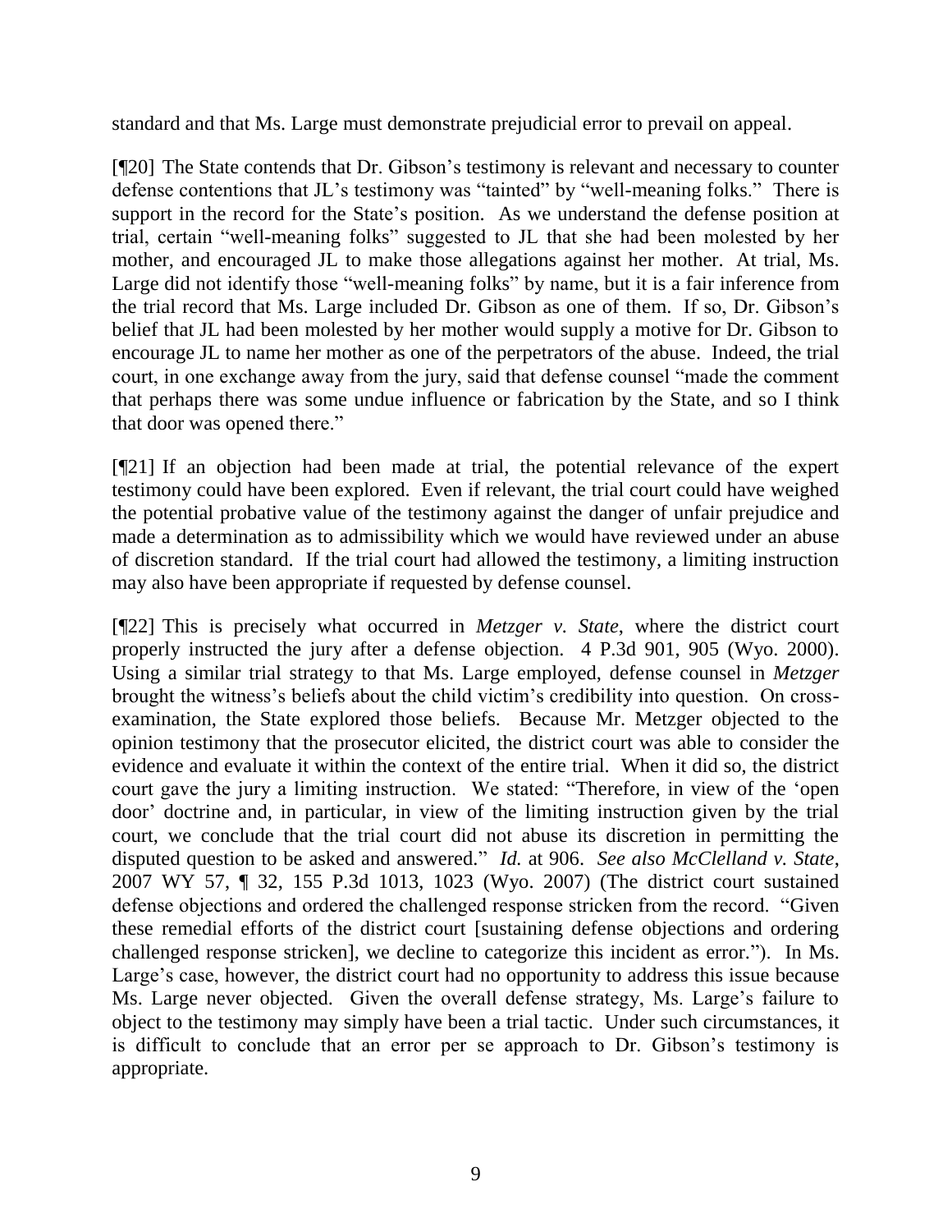standard and that Ms. Large must demonstrate prejudicial error to prevail on appeal.

[¶20] The State contends that Dr. Gibson's testimony is relevant and necessary to counter defense contentions that JL's testimony was "tainted" by "well-meaning folks." There is support in the record for the State's position. As we understand the defense position at trial, certain "well-meaning folks" suggested to JL that she had been molested by her mother, and encouraged JL to make those allegations against her mother. At trial, Ms. Large did not identify those "well-meaning folks" by name, but it is a fair inference from the trial record that Ms. Large included Dr. Gibson as one of them. If so, Dr. Gibson's belief that JL had been molested by her mother would supply a motive for Dr. Gibson to encourage JL to name her mother as one of the perpetrators of the abuse. Indeed, the trial court, in one exchange away from the jury, said that defense counsel "made the comment that perhaps there was some undue influence or fabrication by the State, and so I think that door was opened there."

[¶21] If an objection had been made at trial, the potential relevance of the expert testimony could have been explored. Even if relevant, the trial court could have weighed the potential probative value of the testimony against the danger of unfair prejudice and made a determination as to admissibility which we would have reviewed under an abuse of discretion standard. If the trial court had allowed the testimony, a limiting instruction may also have been appropriate if requested by defense counsel.

[¶22] This is precisely what occurred in *Metzger v. State*, where the district court properly instructed the jury after a defense objection. 4 P.3d 901, 905 (Wyo. 2000). Using a similar trial strategy to that Ms. Large employed, defense counsel in *Metzger* brought the witness's beliefs about the child victim's credibility into question. On cross-examination, the State explored those beliefs. Because Mr. Metzger objected to the opinion testimony that the prosecutor elicited, the district court was able to consider the evidence and evaluate it within the context of the entire trial. When it did so, the district court gave the jury a limiting instruction. We stated: "Therefore, in view of the 'open door' doctrine and, in particular, in view of the limiting instruction given by the trial court, we conclude that the trial court did not abuse its discretion in permitting the disputed question to be asked and answered." *Id.* at 906. *See also McClelland v. State*, 2007 WY 57, ¶ 32, 155 P.3d 1013, 1023 (Wyo. 2007) (The district court sustained defense objections and ordered the challenged response stricken from the record. "Given these remedial efforts of the district court [sustaining defense objections and ordering challenged response stricken], we decline to categorize this incident as error."). In Ms. Large's case, however, the district court had no opportunity to address this issue because Ms. Large never objected. Given the overall defense strategy, Ms. Large's failure to object to the testimony may simply have been a trial tactic. Under such circumstances, it is difficult to conclude that an error per se approach to Dr. Gibson's testimony is appropriate.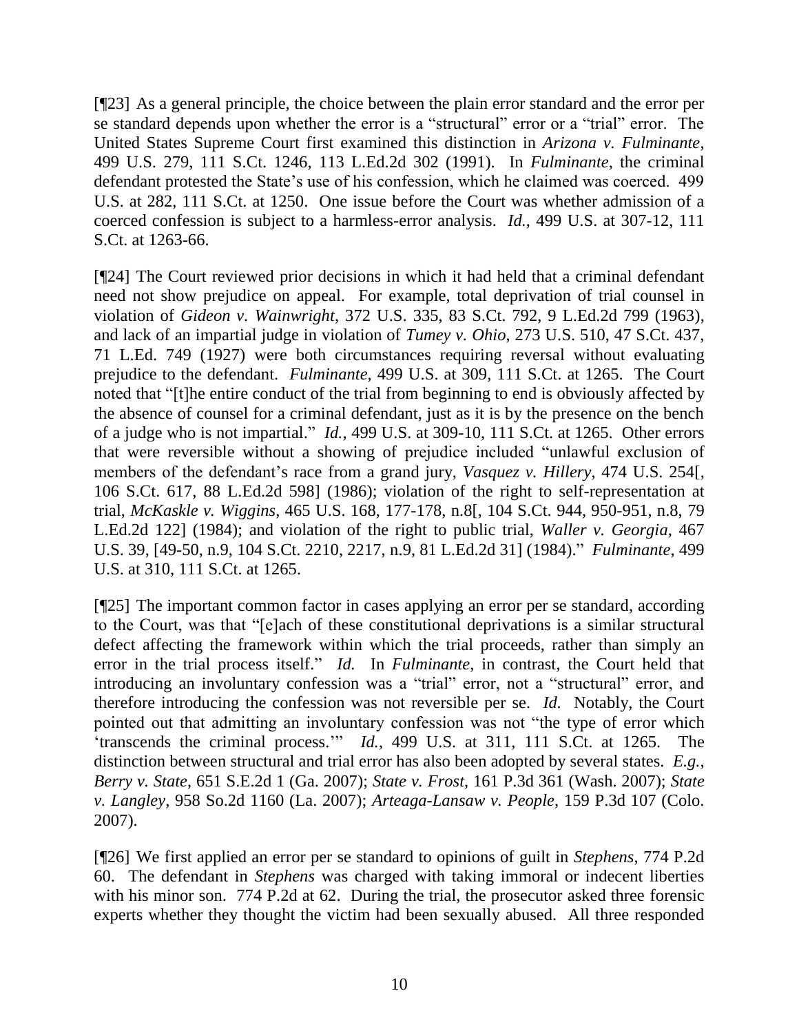[¶23] As a general principle, the choice between the plain error standard and the error per se standard depends upon whether the error is a "structural" error or a "trial" error. The United States Supreme Court first examined this distinction in *Arizona v. Fulminante*, 499 U.S. 279, 111 S.Ct. 1246, 113 L.Ed.2d 302 (1991). In *Fulminante*, the criminal defendant protested the State's use of his confession, which he claimed was coerced. 499 U.S. at 282, 111 S.Ct. at 1250. One issue before the Court was whether admission of a coerced confession is subject to a harmless-error analysis. *Id.*, 499 U.S. at 307-12, 111 S.Ct. at 1263-66.

[¶24] The Court reviewed prior decisions in which it had held that a criminal defendant need not show prejudice on appeal. For example, total deprivation of trial counsel in violation of *Gideon v. Wainwright*, 372 U.S. 335, 83 S.Ct. 792, 9 L.Ed.2d 799 (1963), and lack of an impartial judge in violation of *Tumey v. Ohio*, 273 U.S. 510, 47 S.Ct. 437, 71 L.Ed. 749 (1927) were both circumstances requiring reversal without evaluating prejudice to the defendant. *Fulminante*, 499 U.S. at 309, 111 S.Ct. at 1265. The Court noted that "[t]he entire conduct of the trial from beginning to end is obviously affected by the absence of counsel for a criminal defendant, just as it is by the presence on the bench of a judge who is not impartial." *Id.*, 499 U.S. at 309-10, 111 S.Ct. at 1265. Other errors that were reversible without a showing of prejudice included "unlawful exclusion of members of the defendant's race from a grand jury, *Vasquez v. Hillery*, 474 U.S. 254[, 106 S.Ct. 617, 88 L.Ed.2d 598] (1986); violation of the right to self-representation at trial, *McKaskle v. Wiggins*, 465 U.S. 168, 177-178, n.8[, 104 S.Ct. 944, 950-951, n.8, 79 L.Ed.2d 122] (1984); and violation of the right to public trial, *Waller v. Georgia*, 467 U.S. 39, [49-50, n.9, 104 S.Ct. 2210, 2217, n.9, 81 L.Ed.2d 31] (1984)." *Fulminante*, 499 U.S. at 310, 111 S.Ct. at 1265.

[¶25] The important common factor in cases applying an error per se standard, according to the Court, was that "[e]ach of these constitutional deprivations is a similar structural defect affecting the framework within which the trial proceeds, rather than simply an error in the trial process itself." *Id.* In *Fulminante*, in contrast, the Court held that introducing an involuntary confession was a "trial" error, not a "structural" error, and therefore introducing the confession was not reversible per se. *Id.* Notably, the Court pointed out that admitting an involuntary confession was not "the type of error which 'transcends the criminal process.'" *Id.*, 499 U.S. at 311, 111 S.Ct. at 1265. The distinction between structural and trial error has also been adopted by several states. *E.g.*, *Berry v. State*, 651 S.E.2d 1 (Ga. 2007); *State v. Frost*, 161 P.3d 361 (Wash. 2007); *State v. Langley*, 958 So.2d 1160 (La. 2007); *Arteaga-Lansaw v. People*, 159 P.3d 107 (Colo. 2007).

[¶26] We first applied an error per se standard to opinions of guilt in *Stephens*, 774 P.2d 60. The defendant in *Stephens* was charged with taking immoral or indecent liberties with his minor son. 774 P.2d at 62. During the trial, the prosecutor asked three forensic experts whether they thought the victim had been sexually abused. All three responded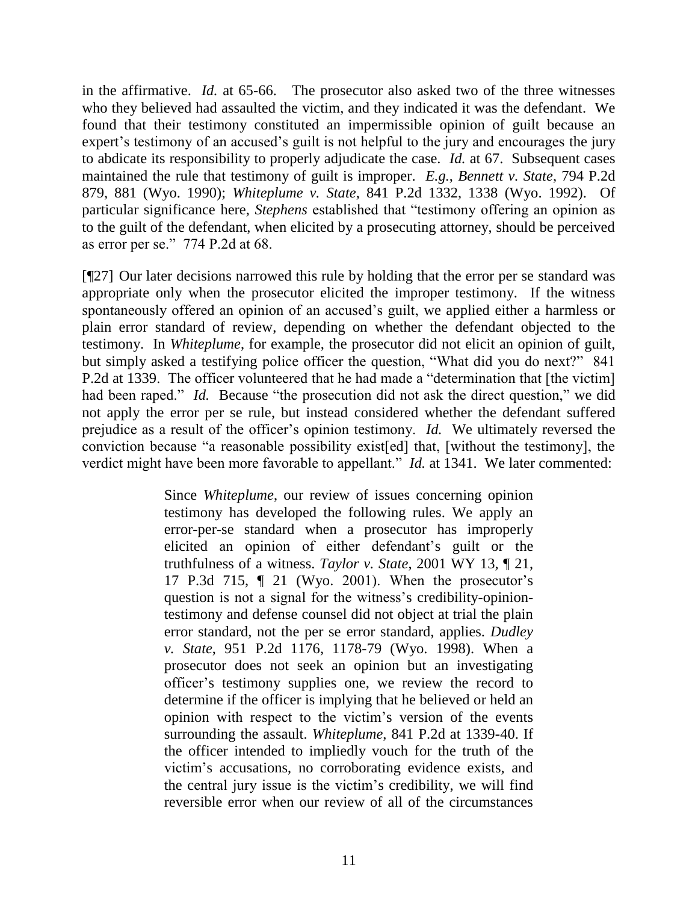in the affirmative. *Id.* at 65-66. The prosecutor also asked two of the three witnesses who they believed had assaulted the victim, and they indicated it was the defendant. We found that their testimony constituted an impermissible opinion of guilt because an expert's testimony of an accused's guilt is not helpful to the jury and encourages the jury to abdicate its responsibility to properly adjudicate the case. *Id.* at 67. Subsequent cases maintained the rule that testimony of guilt is improper. *E.g.*, *Bennett v. State*, 794 P.2d 879, 881 (Wyo. 1990); *Whiteplume v. State*, 841 P.2d 1332, 1338 (Wyo. 1992). Of particular significance here, *Stephens* established that "testimony offering an opinion as to the guilt of the defendant, when elicited by a prosecuting attorney, should be perceived as error per se." 774 P.2d at 68.

[¶27] Our later decisions narrowed this rule by holding that the error per se standard was appropriate only when the prosecutor elicited the improper testimony. If the witness spontaneously offered an opinion of an accused's guilt, we applied either a harmless or plain error standard of review, depending on whether the defendant objected to the testimony. In *Whiteplume*, for example, the prosecutor did not elicit an opinion of guilt, but simply asked a testifying police officer the question, "What did you do next?" 841 P.2d at 1339. The officer volunteered that he had made a "determination that [the victim] had been raped." *Id.* Because "the prosecution did not ask the direct question," we did not apply the error per se rule, but instead considered whether the defendant suffered prejudice as a result of the officer's opinion testimony. *Id.* We ultimately reversed the conviction because "a reasonable possibility exist[ed] that, [without the testimony], the verdict might have been more favorable to appellant." *Id.* at 1341. We later commented:

> Since *Whiteplume*, our review of issues concerning opinion testimony has developed the following rules. We apply an error-per-se standard when a prosecutor has improperly elicited an opinion of either defendant's guilt or the truthfulness of a witness. *Taylor v. State*, 2001 WY 13, ¶ 21, 17 P.3d 715, ¶ 21 (Wyo. 2001). When the prosecutor's question is not a signal for the witness's credibility-opinion-testimony and defense counsel did not object at trial the plain error standard, not the per se error standard, applies. *Dudley v. State*, 951 P.2d 1176, 1178-79 (Wyo. 1998). When a prosecutor does not seek an opinion but an investigating officer's testimony supplies one, we review the record to determine if the officer is implying that he believed or held an opinion with respect to the victim's version of the events surrounding the assault. *Whiteplume*, 841 P.2d at 1339-40. If the officer intended to impliedly vouch for the truth of the victim's accusations, no corroborating evidence exists, and the central jury issue is the victim's credibility, we will find reversible error when our review of all of the circumstances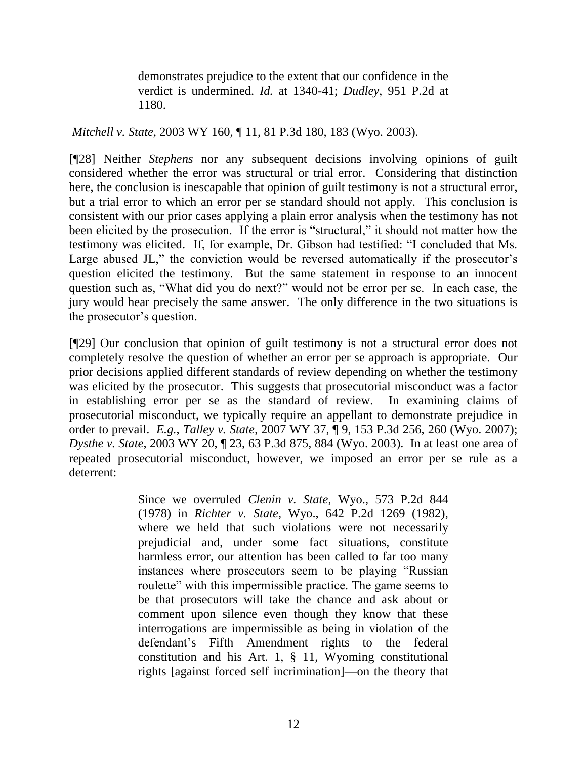> demonstrates prejudice to the extent that our confidence in the verdict is undermined. *Id.* at 1340-41; *Dudley*, 951 P.2d at 1180.

*Mitchell v. State*, 2003 WY 160, ¶ 11, 81 P.3d 180, 183 (Wyo. 2003).

[¶28] Neither *Stephens* nor any subsequent decisions involving opinions of guilt considered whether the error was structural or trial error. Considering that distinction here, the conclusion is inescapable that opinion of guilt testimony is not a structural error, but a trial error to which an error per se standard should not apply. This conclusion is consistent with our prior cases applying a plain error analysis when the testimony has not been elicited by the prosecution. If the error is "structural," it should not matter how the testimony was elicited. If, for example, Dr. Gibson had testified: "I concluded that Ms. Large abused JL," the conviction would be reversed automatically if the prosecutor's question elicited the testimony. But the same statement in response to an innocent question such as, "What did you do next?" would not be error per se. In each case, the jury would hear precisely the same answer. The only difference in the two situations is the prosecutor's question.

[¶29] Our conclusion that opinion of guilt testimony is not a structural error does not completely resolve the question of whether an error per se approach is appropriate. Our prior decisions applied different standards of review depending on whether the testimony was elicited by the prosecutor. This suggests that prosecutorial misconduct was a factor in establishing error per se as the standard of review. In examining claims of prosecutorial misconduct, we typically require an appellant to demonstrate prejudice in order to prevail. *E.g.*, *Talley v. State*, 2007 WY 37, ¶ 9, 153 P.3d 256, 260 (Wyo. 2007); *Dysthe v. State*, 2003 WY 20, ¶ 23, 63 P.3d 875, 884 (Wyo. 2003). In at least one area of repeated prosecutorial misconduct, however, we imposed an error per se rule as a deterrent:

> Since we overruled *Clenin v. State*, Wyo., 573 P.2d 844 (1978) in *Richter v. State*, Wyo., 642 P.2d 1269 (1982), where we held that such violations were not necessarily prejudicial and, under some fact situations, constitute harmless error, our attention has been called to far too many instances where prosecutors seem to be playing "Russian roulette" with this impermissible practice. The game seems to be that prosecutors will take the chance and ask about or comment upon silence even though they know that these interrogations are impermissible as being in violation of the defendant's Fifth Amendment rights to the federal constitution and his Art. 1, § 11, Wyoming constitutional rights [against forced self incrimination]—on the theory that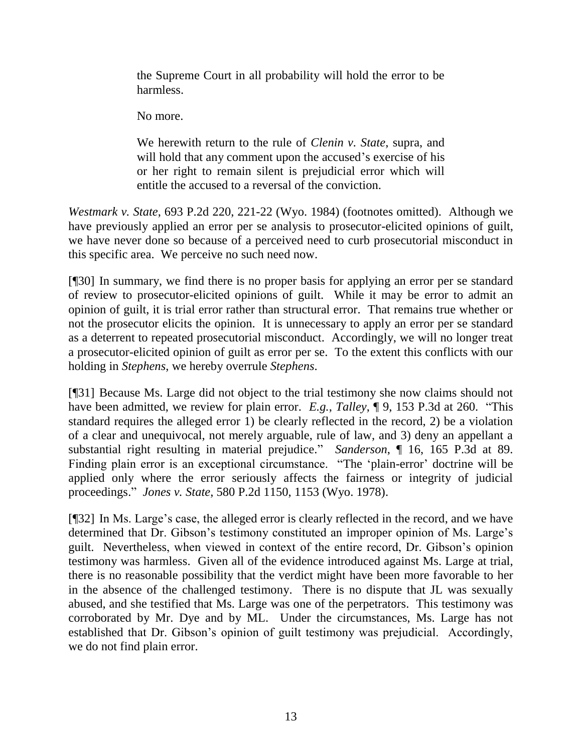> the Supreme Court in all probability will hold the error to be harmless.
>
> No more.
>
> We herewith return to the rule of *Clenin v. State*, supra, and will hold that any comment upon the accused's exercise of his or her right to remain silent is prejudicial error which will entitle the accused to a reversal of the conviction.

*Westmark v. State*, 693 P.2d 220, 221-22 (Wyo. 1984) (footnotes omitted). Although we have previously applied an error per se analysis to prosecutor-elicited opinions of guilt, we have never done so because of a perceived need to curb prosecutorial misconduct in this specific area. We perceive no such need now.

[¶30] In summary, we find there is no proper basis for applying an error per se standard of review to prosecutor-elicited opinions of guilt. While it may be error to admit an opinion of guilt, it is trial error rather than structural error. That remains true whether or not the prosecutor elicits the opinion. It is unnecessary to apply an error per se standard as a deterrent to repeated prosecutorial misconduct. Accordingly, we will no longer treat a prosecutor-elicited opinion of guilt as error per se. To the extent this conflicts with our holding in *Stephens*, we hereby overrule *Stephens*.

[¶31] Because Ms. Large did not object to the trial testimony she now claims should not have been admitted, we review for plain error. *E.g.*, *Talley*, ¶ 9, 153 P.3d at 260. "This standard requires the alleged error 1) be clearly reflected in the record, 2) be a violation of a clear and unequivocal, not merely arguable, rule of law, and 3) deny an appellant a substantial right resulting in material prejudice." *Sanderson*, ¶ 16, 165 P.3d at 89. Finding plain error is an exceptional circumstance. "The 'plain-error' doctrine will be applied only where the error seriously affects the fairness or integrity of judicial proceedings." *Jones v. State*, 580 P.2d 1150, 1153 (Wyo. 1978).

[¶32] In Ms. Large's case, the alleged error is clearly reflected in the record, and we have determined that Dr. Gibson's testimony constituted an improper opinion of Ms. Large's guilt. Nevertheless, when viewed in context of the entire record, Dr. Gibson's opinion testimony was harmless. Given all of the evidence introduced against Ms. Large at trial, there is no reasonable possibility that the verdict might have been more favorable to her in the absence of the challenged testimony. There is no dispute that JL was sexually abused, and she testified that Ms. Large was one of the perpetrators. This testimony was corroborated by Mr. Dye and by ML. Under the circumstances, Ms. Large has not established that Dr. Gibson's opinion of guilt testimony was prejudicial. Accordingly, we do not find plain error.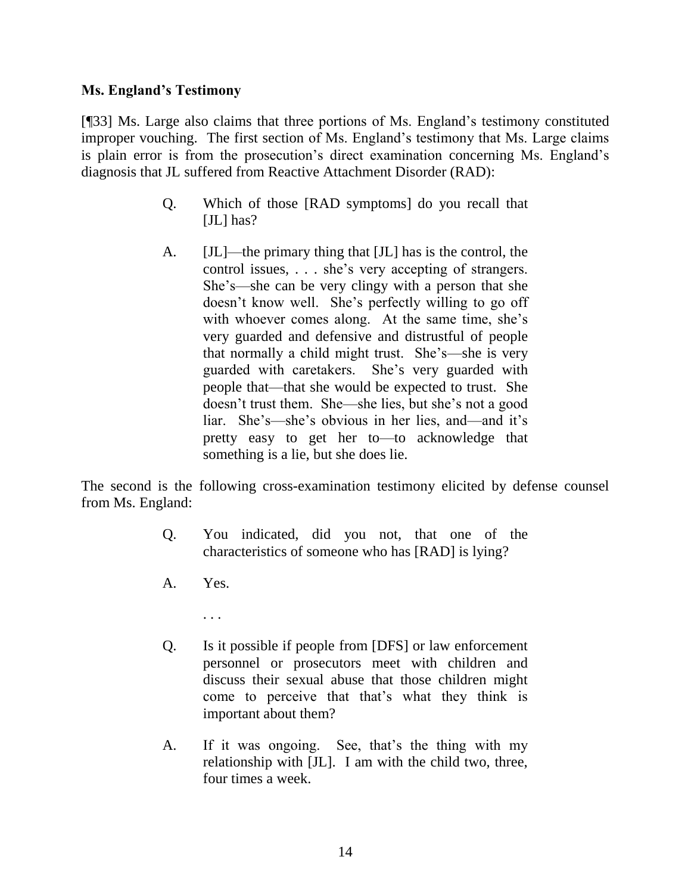**Ms. England's Testimony**

[¶33] Ms. Large also claims that three portions of Ms. England's testimony constituted improper vouching. The first section of Ms. England's testimony that Ms. Large claims is plain error is from the prosecution's direct examination concerning Ms. England's diagnosis that JL suffered from Reactive Attachment Disorder (RAD):

> Q. Which of those [RAD symptoms] do you recall that [JL] has?
>
> A. [JL]—the primary thing that [JL] has is the control, the control issues, . . . she's very accepting of strangers. She's—she can be very clingy with a person that she doesn't know well. She's perfectly willing to go off with whoever comes along. At the same time, she's very guarded and defensive and distrustful of people that normally a child might trust. She's—she is very guarded with caretakers. She's very guarded with people that—that she would be expected to trust. She doesn't trust them. She—she lies, but she's not a good liar. She's—she's obvious in her lies, and—and it's pretty easy to get her to—to acknowledge that something is a lie, but she does lie.

The second is the following cross-examination testimony elicited by defense counsel from Ms. England:

> Q. You indicated, did you not, that one of the characteristics of someone who has [RAD] is lying?
>
> A. Yes.
>
> . . .
>
> Q. Is it possible if people from [DFS] or law enforcement personnel or prosecutors meet with children and discuss their sexual abuse that those children might come to perceive that that's what they think is important about them?
>
> A. If it was ongoing. See, that's the thing with my relationship with [JL]. I am with the child two, three, four times a week.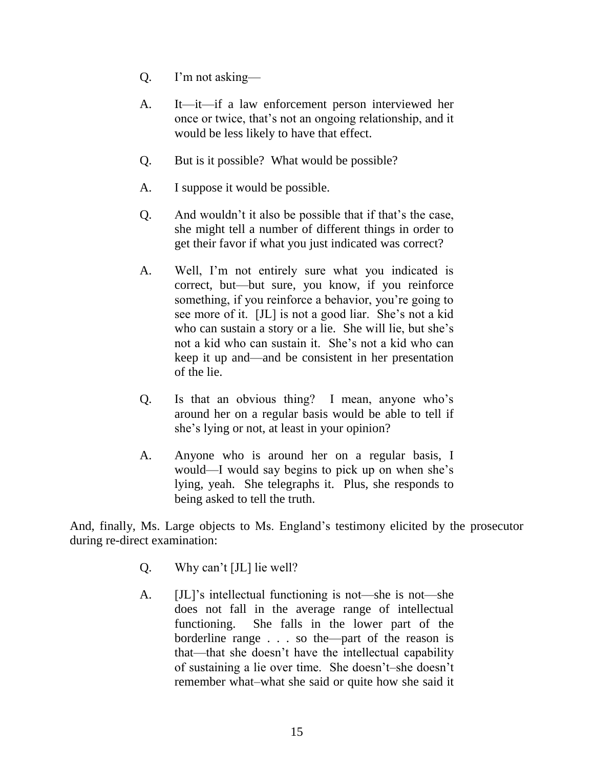> Q. I'm not asking—
>
> A. It—it—if a law enforcement person interviewed her once or twice, that's not an ongoing relationship, and it would be less likely to have that effect.
>
> Q. But is it possible? What would be possible?
>
> A. I suppose it would be possible.
>
> Q. And wouldn't it also be possible that if that's the case, she might tell a number of different things in order to get their favor if what you just indicated was correct?
>
> A. Well, I'm not entirely sure what you indicated is correct, but—but sure, you know, if you reinforce something, if you reinforce a behavior, you're going to see more of it. [JL] is not a good liar. She's not a kid who can sustain a story or a lie. She will lie, but she's not a kid who can sustain it. She's not a kid who can keep it up and—and be consistent in her presentation of the lie.
>
> Q. Is that an obvious thing? I mean, anyone who's around her on a regular basis would be able to tell if she's lying or not, at least in your opinion?
>
> A. Anyone who is around her on a regular basis, I would—I would say begins to pick up on when she's lying, yeah. She telegraphs it. Plus, she responds to being asked to tell the truth.

And, finally, Ms. Large objects to Ms. England's testimony elicited by the prosecutor during re-direct examination:

> Q. Why can't [JL] lie well?
>
> A. [JL]'s intellectual functioning is not—she is not—she does not fall in the average range of intellectual functioning. She falls in the lower part of the borderline range . . . so the—part of the reason is that—that she doesn't have the intellectual capability of sustaining a lie over time. She doesn't–she doesn't remember what–what she said or quite how she said it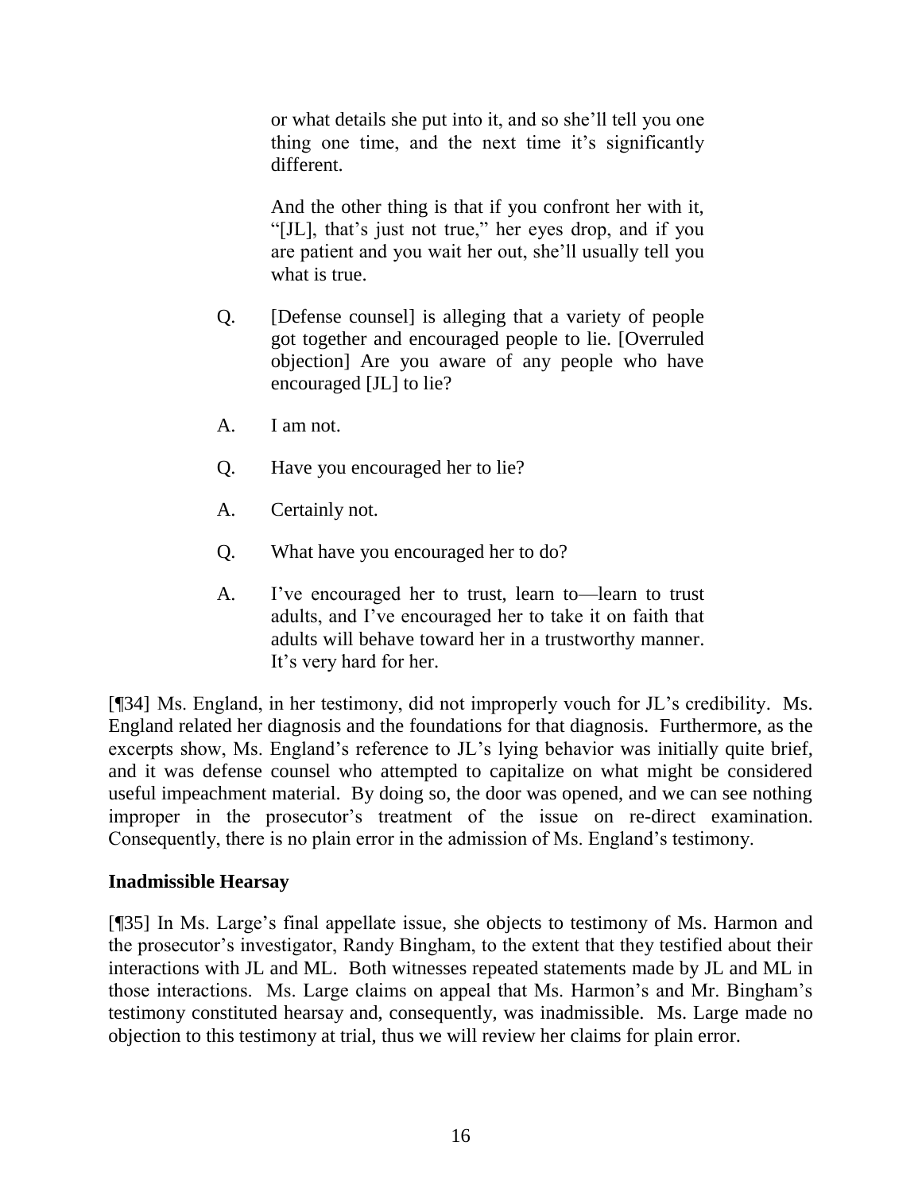> or what details she put into it, and so she'll tell you one thing one time, and the next time it's significantly different.
>
> And the other thing is that if you confront her with it, "[JL], that's just not true," her eyes drop, and if you are patient and you wait her out, she'll usually tell you what is true.
>
> Q. [Defense counsel] is alleging that a variety of people got together and encouraged people to lie. [Overruled objection] Are you aware of any people who have encouraged [JL] to lie?
>
> A. I am not.
>
> Q. Have you encouraged her to lie?
>
> A. Certainly not.
>
> Q. What have you encouraged her to do?
>
> A. I've encouraged her to trust, learn to—learn to trust adults, and I've encouraged her to take it on faith that adults will behave toward her in a trustworthy manner. It's very hard for her.

[¶34] Ms. England, in her testimony, did not improperly vouch for JL's credibility. Ms. England related her diagnosis and the foundations for that diagnosis. Furthermore, as the excerpts show, Ms. England's reference to JL's lying behavior was initially quite brief, and it was defense counsel who attempted to capitalize on what might be considered useful impeachment material. By doing so, the door was opened, and we can see nothing improper in the prosecutor's treatment of the issue on re-direct examination. Consequently, there is no plain error in the admission of Ms. England's testimony.

**Inadmissible Hearsay**

[¶35] In Ms. Large's final appellate issue, she objects to testimony of Ms. Harmon and the prosecutor's investigator, Randy Bingham, to the extent that they testified about their interactions with JL and ML. Both witnesses repeated statements made by JL and ML in those interactions. Ms. Large claims on appeal that Ms. Harmon's and Mr. Bingham's testimony constituted hearsay and, consequently, was inadmissible. Ms. Large made no objection to this testimony at trial, thus we will review her claims for plain error.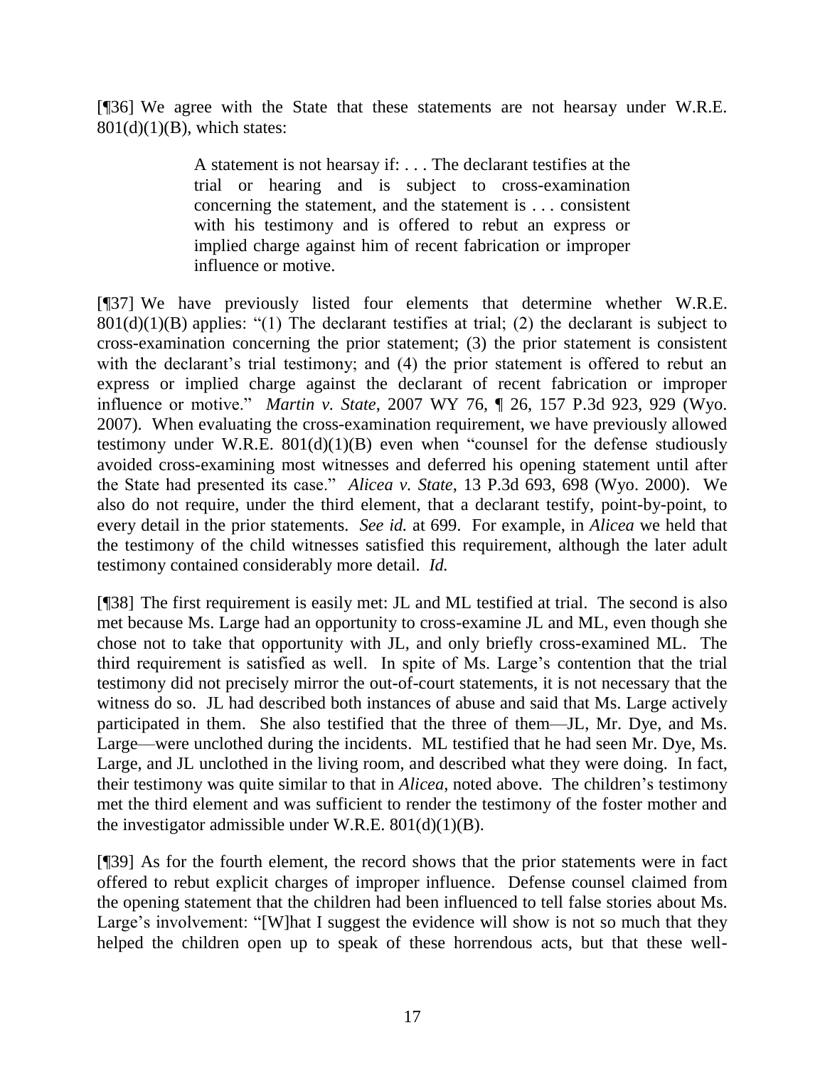[¶36] We agree with the State that these statements are not hearsay under W.R.E. 801(d)(1)(B), which states:

> A statement is not hearsay if: . . . The declarant testifies at the trial or hearing and is subject to cross-examination concerning the statement, and the statement is . . . consistent with his testimony and is offered to rebut an express or implied charge against him of recent fabrication or improper influence or motive.

[¶37] We have previously listed four elements that determine whether W.R.E. 801(d)(1)(B) applies: "(1) The declarant testifies at trial; (2) the declarant is subject to cross-examination concerning the prior statement; (3) the prior statement is consistent with the declarant's trial testimony; and (4) the prior statement is offered to rebut an express or implied charge against the declarant of recent fabrication or improper influence or motive." *Martin v. State*, 2007 WY 76, ¶ 26, 157 P.3d 923, 929 (Wyo. 2007). When evaluating the cross-examination requirement, we have previously allowed testimony under W.R.E. 801(d)(1)(B) even when "counsel for the defense studiously avoided cross-examining most witnesses and deferred his opening statement until after the State had presented its case." *Alicea v. State*, 13 P.3d 693, 698 (Wyo. 2000). We also do not require, under the third element, that a declarant testify, point-by-point, to every detail in the prior statements. *See id.* at 699. For example, in *Alicea* we held that the testimony of the child witnesses satisfied this requirement, although the later adult testimony contained considerably more detail. *Id.*

[¶38] The first requirement is easily met: JL and ML testified at trial. The second is also met because Ms. Large had an opportunity to cross-examine JL and ML, even though she chose not to take that opportunity with JL, and only briefly cross-examined ML. The third requirement is satisfied as well. In spite of Ms. Large's contention that the trial testimony did not precisely mirror the out-of-court statements, it is not necessary that the witness do so. JL had described both instances of abuse and said that Ms. Large actively participated in them. She also testified that the three of them—JL, Mr. Dye, and Ms. Large—were unclothed during the incidents. ML testified that he had seen Mr. Dye, Ms. Large, and JL unclothed in the living room, and described what they were doing. In fact, their testimony was quite similar to that in *Alicea*, noted above. The children's testimony met the third element and was sufficient to render the testimony of the foster mother and the investigator admissible under W.R.E. 801(d)(1)(B).

[¶39] As for the fourth element, the record shows that the prior statements were in fact offered to rebut explicit charges of improper influence. Defense counsel claimed from the opening statement that the children had been influenced to tell false stories about Ms. Large's involvement: "[W]hat I suggest the evidence will show is not so much that they helped the children open up to speak of these horrendous acts, but that these well-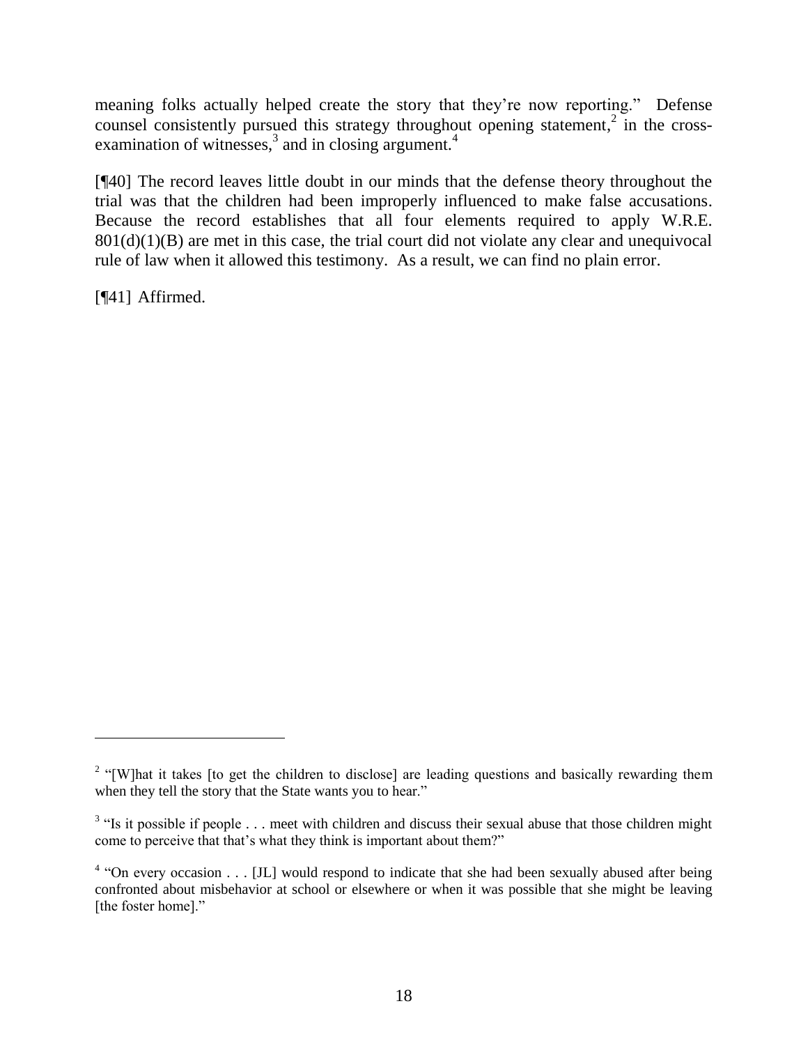meaning folks actually helped create the story that they're now reporting." Defense counsel consistently pursued this strategy throughout opening statement,[2] in the cross-examination of witnesses,[3] and in closing argument.[4]

[¶40] The record leaves little doubt in our minds that the defense theory throughout the trial was that the children had been improperly influenced to make false accusations. Because the record establishes that all four elements required to apply W.R.E. 801(d)(1)(B) are met in this case, the trial court did not violate any clear and unequivocal rule of law when it allowed this testimony. As a result, we can find no plain error.

[¶41] Affirmed.

---

[2] "[W]hat it takes [to get the children to disclose] are leading questions and basically rewarding them when they tell the story that the State wants you to hear."

[3] "Is it possible if people . . . meet with children and discuss their sexual abuse that those children might come to perceive that that's what they think is important about them?"

[4] "On every occasion . . . [JL] would respond to indicate that she had been sexually abused after being confronted about misbehavior at school or elsewhere or when it was possible that she might be leaving [the foster home]."